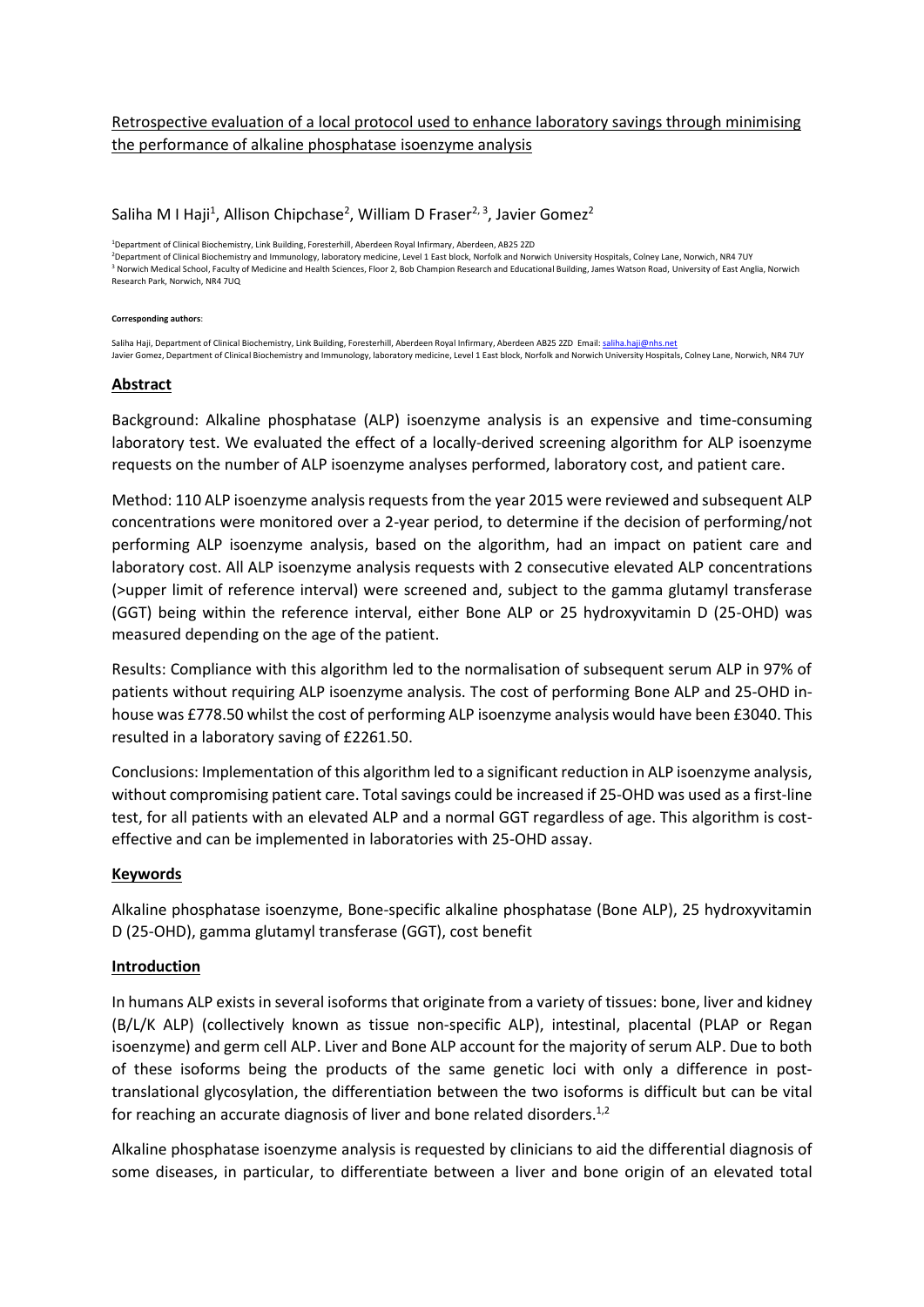# Retrospective evaluation of a local protocol used to enhance laboratory savings through minimising the performance of alkaline phosphatase isoenzyme analysis

Saliha M I Haji[1], Allison Chipchase[2], William D Fraser[2, 3], Javier Gomez[2]

[1]Department of Clinical Biochemistry, Link Building, Foresterhill, Aberdeen Royal Infirmary, Aberdeen, AB25 2ZD
[2]Department of Clinical Biochemistry and Immunology, laboratory medicine, Level 1 East block, Norfolk and Norwich University Hospitals, Colney Lane, Norwich, NR4 7UY
[3] Norwich Medical School, Faculty of Medicine and Health Sciences, Floor 2, Bob Champion Research and Educational Building, James Watson Road, University of East Anglia, Norwich Research Park, Norwich, NR4 7UQ

**Corresponding authors**:

Saliha Haji, Department of Clinical Biochemistry, Link Building, Foresterhill, Aberdeen Royal Infirmary, Aberdeen AB25 2ZD Email: saliha.haji@nhs.net
Javier Gomez, Department of Clinical Biochemistry and Immunology, laboratory medicine, Level 1 East block, Norfolk and Norwich University Hospitals, Colney Lane, Norwich, NR4 7UY

## Abstract

Background: Alkaline phosphatase (ALP) isoenzyme analysis is an expensive and time-consuming laboratory test. We evaluated the effect of a locally-derived screening algorithm for ALP isoenzyme requests on the number of ALP isoenzyme analyses performed, laboratory cost, and patient care.

Method: 110 ALP isoenzyme analysis requests from the year 2015 were reviewed and subsequent ALP concentrations were monitored over a 2-year period, to determine if the decision of performing/not performing ALP isoenzyme analysis, based on the algorithm, had an impact on patient care and laboratory cost. All ALP isoenzyme analysis requests with 2 consecutive elevated ALP concentrations (>upper limit of reference interval) were screened and, subject to the gamma glutamyl transferase (GGT) being within the reference interval, either Bone ALP or 25 hydroxyvitamin D (25-OHD) was measured depending on the age of the patient.

Results: Compliance with this algorithm led to the normalisation of subsequent serum ALP in 97% of patients without requiring ALP isoenzyme analysis. The cost of performing Bone ALP and 25-OHD in-house was £778.50 whilst the cost of performing ALP isoenzyme analysis would have been £3040. This resulted in a laboratory saving of £2261.50.

Conclusions: Implementation of this algorithm led to a significant reduction in ALP isoenzyme analysis, without compromising patient care. Total savings could be increased if 25-OHD was used as a first-line test, for all patients with an elevated ALP and a normal GGT regardless of age. This algorithm is cost-effective and can be implemented in laboratories with 25-OHD assay.

## Keywords

Alkaline phosphatase isoenzyme, Bone-specific alkaline phosphatase (Bone ALP), 25 hydroxyvitamin D (25-OHD), gamma glutamyl transferase (GGT), cost benefit

## Introduction

In humans ALP exists in several isoforms that originate from a variety of tissues: bone, liver and kidney (B/L/K ALP) (collectively known as tissue non-specific ALP), intestinal, placental (PLAP or Regan isoenzyme) and germ cell ALP. Liver and Bone ALP account for the majority of serum ALP. Due to both of these isoforms being the products of the same genetic loci with only a difference in post-translational glycosylation, the differentiation between the two isoforms is difficult but can be vital for reaching an accurate diagnosis of liver and bone related disorders.[1,2]

Alkaline phosphatase isoenzyme analysis is requested by clinicians to aid the differential diagnosis of some diseases, in particular, to differentiate between a liver and bone origin of an elevated total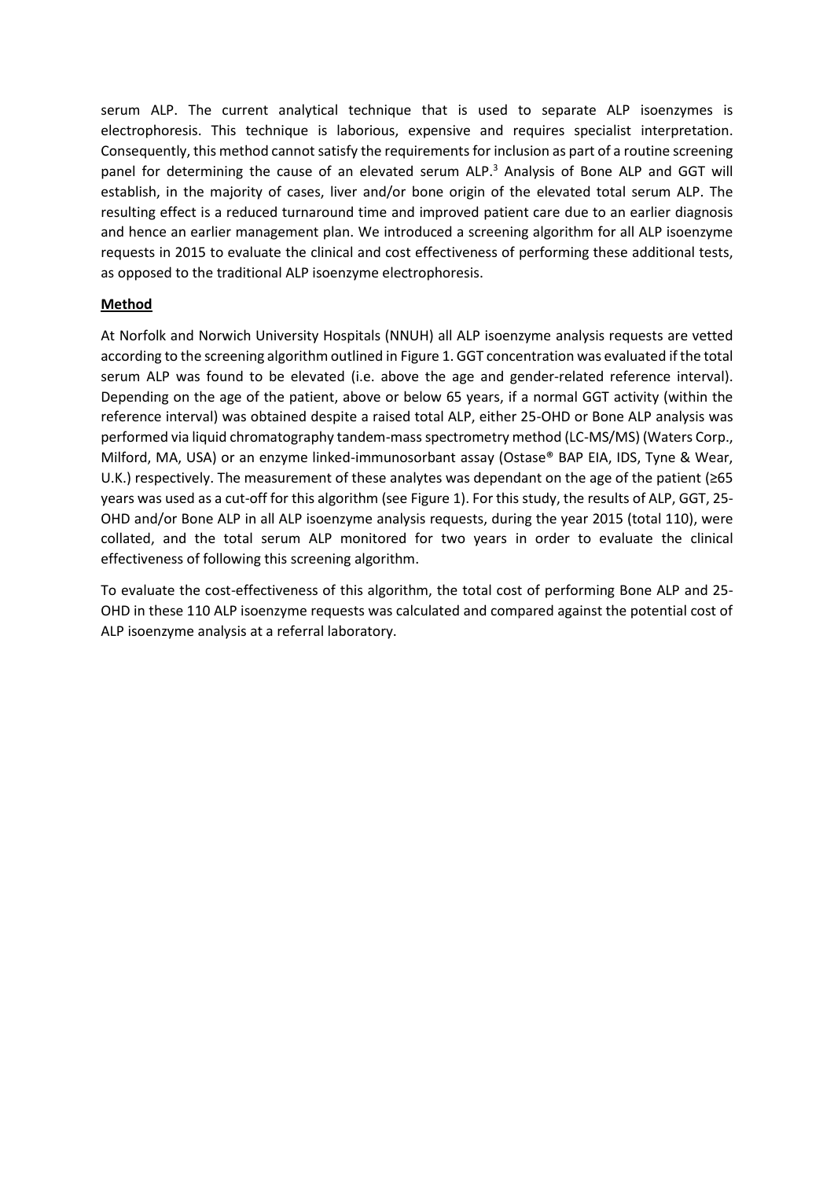serum ALP. The current analytical technique that is used to separate ALP isoenzymes is electrophoresis. This technique is laborious, expensive and requires specialist interpretation. Consequently, this method cannot satisfy the requirements for inclusion as part of a routine screening panel for determining the cause of an elevated serum ALP.[3] Analysis of Bone ALP and GGT will establish, in the majority of cases, liver and/or bone origin of the elevated total serum ALP. The resulting effect is a reduced turnaround time and improved patient care due to an earlier diagnosis and hence an earlier management plan. We introduced a screening algorithm for all ALP isoenzyme requests in 2015 to evaluate the clinical and cost effectiveness of performing these additional tests, as opposed to the traditional ALP isoenzyme electrophoresis.

## Method

At Norfolk and Norwich University Hospitals (NNUH) all ALP isoenzyme analysis requests are vetted according to the screening algorithm outlined in Figure 1. GGT concentration was evaluated if the total serum ALP was found to be elevated (i.e. above the age and gender-related reference interval). Depending on the age of the patient, above or below 65 years, if a normal GGT activity (within the reference interval) was obtained despite a raised total ALP, either 25-OHD or Bone ALP analysis was performed via liquid chromatography tandem-mass spectrometry method (LC-MS/MS) (Waters Corp., Milford, MA, USA) or an enzyme linked-immunosorbant assay (Ostase® BAP EIA, IDS, Tyne & Wear, U.K.) respectively. The measurement of these analytes was dependant on the age of the patient (≥65 years was used as a cut-off for this algorithm (see Figure 1). For this study, the results of ALP, GGT, 25-OHD and/or Bone ALP in all ALP isoenzyme analysis requests, during the year 2015 (total 110), were collated, and the total serum ALP monitored for two years in order to evaluate the clinical effectiveness of following this screening algorithm.

To evaluate the cost-effectiveness of this algorithm, the total cost of performing Bone ALP and 25-OHD in these 110 ALP isoenzyme requests was calculated and compared against the potential cost of ALP isoenzyme analysis at a referral laboratory.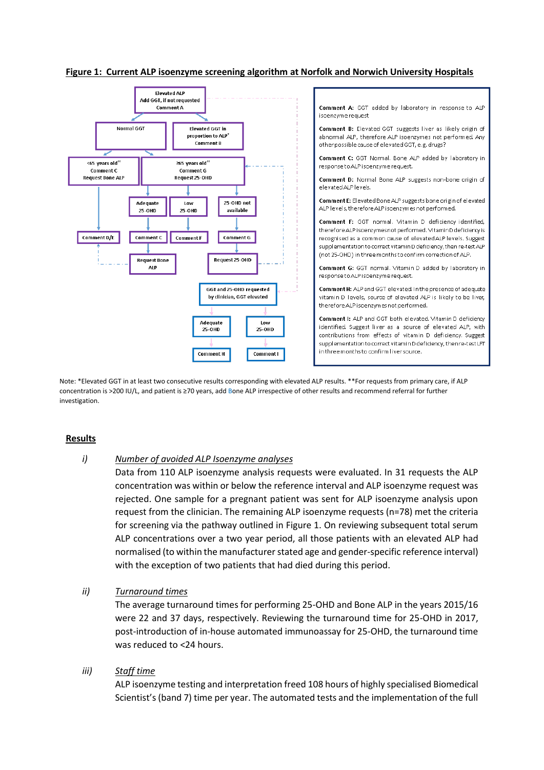**Figure 1: Current ALP isoenzyme screening algorithm at Norfolk and Norwich University Hospitals**

Elevated ALP
Add GGT, if not requested
Comment A

Normal GGT

Elevated GGT in proportion to ALP*
Comment B

<65 years old**
Comment C
Request Bone ALP

≥65 years old**
Comment G
Request 25-OHD

Adequate 25-OHD

Low 25-OHD

25-OHD not available

Comment D/E

Comment C

Comment F

Comment G

Request Bone ALP

Request 25-OHD

GGT and 25-OHD requested by clinician, GGT elevated

Adequate 25-OHD

Low 25-OHD

Comment H

Comment I

**Comment A:** GGT added by laboratory in response to ALP isoenzyme request

**Comment B:** Elevated GGT suggests liver as likely origin of abnormal ALP, therefore ALP isoenzymes not performed. Any other possible cause of elevated GGT, e.g. drugs?

**Comment C:** GGT Normal. Bone ALP added by laboratory in response to ALP isoenzyme request.

**Comment D:** Normal Bone ALP suggests non-bone origin of elevated ALP levels.

**Comment E:** Elevated Bone ALP suggests bone origin of elevated ALP levels, therefore ALP isoenzymes not performed.

**Comment F:** GGT normal. Vitamin D deficiency identified, therefore ALP isoenzymes not performed. Vitamin D deficiency is recognised as a common cause of elevated ALP levels. Suggest supplementation to correct vitamin D deficiency, then re-test ALP (not 25-OHD) in three months to confirm correction of ALP.

**Comment G:** GGT normal. Vitamin D added by laboratory in response to ALP isoenzyme request.

**Comment H:** ALP and GGT elevated in the presence of adequate vitamin D levels, source of elevated ALP is likely to be liver, therefore ALP isoenzymes not performed.

**Comment I:** ALP and GGT both elevated. Vitamin D deficiency identified. Suggest liver as a source of elevated ALP, with contributions from effects of vitamin D deficiency. Suggest supplementation to correct vitamin D deficiency, then re-test LFT in three months to confirm liver source.

Note: *Elevated GGT in at least two consecutive results corresponding with elevated ALP results. **For requests from primary care, if ALP concentration is >200 IU/L, and patient is ≥70 years, add Bone ALP irrespective of other results and recommend referral for further investigation.

## Results

*i)* *Number of avoided ALP Isoenzyme analyses*

Data from 110 ALP isoenzyme analysis requests were evaluated. In 31 requests the ALP concentration was within or below the reference interval and ALP isoenzyme request was rejected. One sample for a pregnant patient was sent for ALP isoenzyme analysis upon request from the clinician. The remaining ALP isoenzyme requests (n=78) met the criteria for screening via the pathway outlined in Figure 1. On reviewing subsequent total serum ALP concentrations over a two year period, all those patients with an elevated ALP had normalised (to within the manufacturer stated age and gender-specific reference interval) with the exception of two patients that had died during this period.

*ii)* *Turnaround times*

The average turnaround times for performing 25-OHD and Bone ALP in the years 2015/16 were 22 and 37 days, respectively. Reviewing the turnaround time for 25-OHD in 2017, post-introduction of in-house automated immunoassay for 25-OHD, the turnaround time was reduced to <24 hours.

*iii)* *Staff time*

ALP isoenzyme testing and interpretation freed 108 hours of highly specialised Biomedical Scientist's (band 7) time per year. The automated tests and the implementation of the full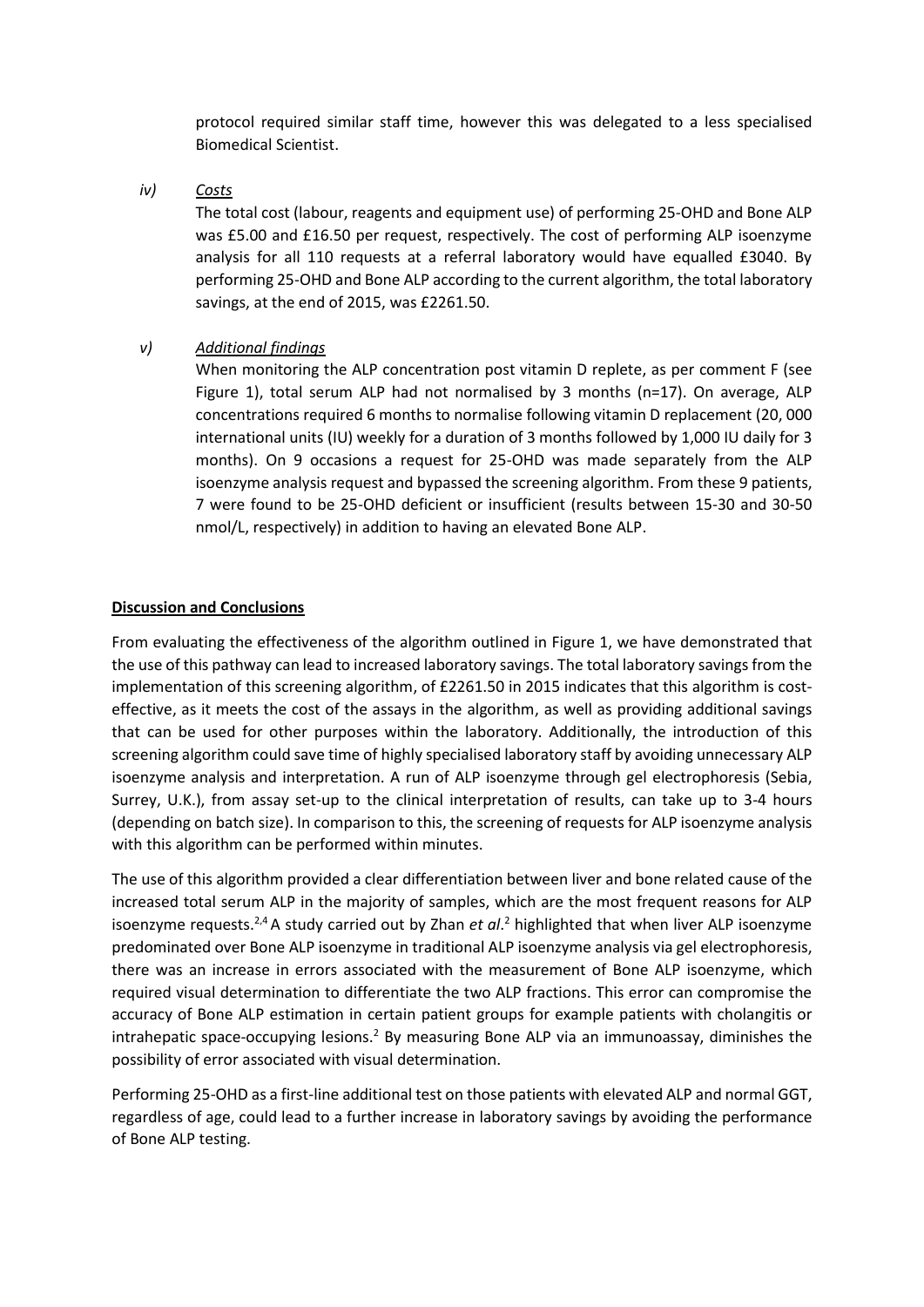protocol required similar staff time, however this was delegated to a less specialised Biomedical Scientist.

*iv)* *Costs*

The total cost (labour, reagents and equipment use) of performing 25-OHD and Bone ALP was £5.00 and £16.50 per request, respectively. The cost of performing ALP isoenzyme analysis for all 110 requests at a referral laboratory would have equalled £3040. By performing 25-OHD and Bone ALP according to the current algorithm, the total laboratory savings, at the end of 2015, was £2261.50.

*v)* *Additional findings*

When monitoring the ALP concentration post vitamin D replete, as per comment F (see Figure 1), total serum ALP had not normalised by 3 months (n=17). On average, ALP concentrations required 6 months to normalise following vitamin D replacement (20, 000 international units (IU) weekly for a duration of 3 months followed by 1,000 IU daily for 3 months). On 9 occasions a request for 25-OHD was made separately from the ALP isoenzyme analysis request and bypassed the screening algorithm. From these 9 patients, 7 were found to be 25-OHD deficient or insufficient (results between 15-30 and 30-50 nmol/L, respectively) in addition to having an elevated Bone ALP.

## Discussion and Conclusions

From evaluating the effectiveness of the algorithm outlined in Figure 1, we have demonstrated that the use of this pathway can lead to increased laboratory savings. The total laboratory savings from the implementation of this screening algorithm, of £2261.50 in 2015 indicates that this algorithm is cost-effective, as it meets the cost of the assays in the algorithm, as well as providing additional savings that can be used for other purposes within the laboratory. Additionally, the introduction of this screening algorithm could save time of highly specialised laboratory staff by avoiding unnecessary ALP isoenzyme analysis and interpretation. A run of ALP isoenzyme through gel electrophoresis (Sebia, Surrey, U.K.), from assay set-up to the clinical interpretation of results, can take up to 3-4 hours (depending on batch size). In comparison to this, the screening of requests for ALP isoenzyme analysis with this algorithm can be performed within minutes.

The use of this algorithm provided a clear differentiation between liver and bone related cause of the increased total serum ALP in the majority of samples, which are the most frequent reasons for ALP isoenzyme requests.[2,4] A study carried out by Zhan *et al*.[2] highlighted that when liver ALP isoenzyme predominated over Bone ALP isoenzyme in traditional ALP isoenzyme analysis via gel electrophoresis, there was an increase in errors associated with the measurement of Bone ALP isoenzyme, which required visual determination to differentiate the two ALP fractions. This error can compromise the accuracy of Bone ALP estimation in certain patient groups for example patients with cholangitis or intrahepatic space-occupying lesions.[2] By measuring Bone ALP via an immunoassay, diminishes the possibility of error associated with visual determination.

Performing 25-OHD as a first-line additional test on those patients with elevated ALP and normal GGT, regardless of age, could lead to a further increase in laboratory savings by avoiding the performance of Bone ALP testing.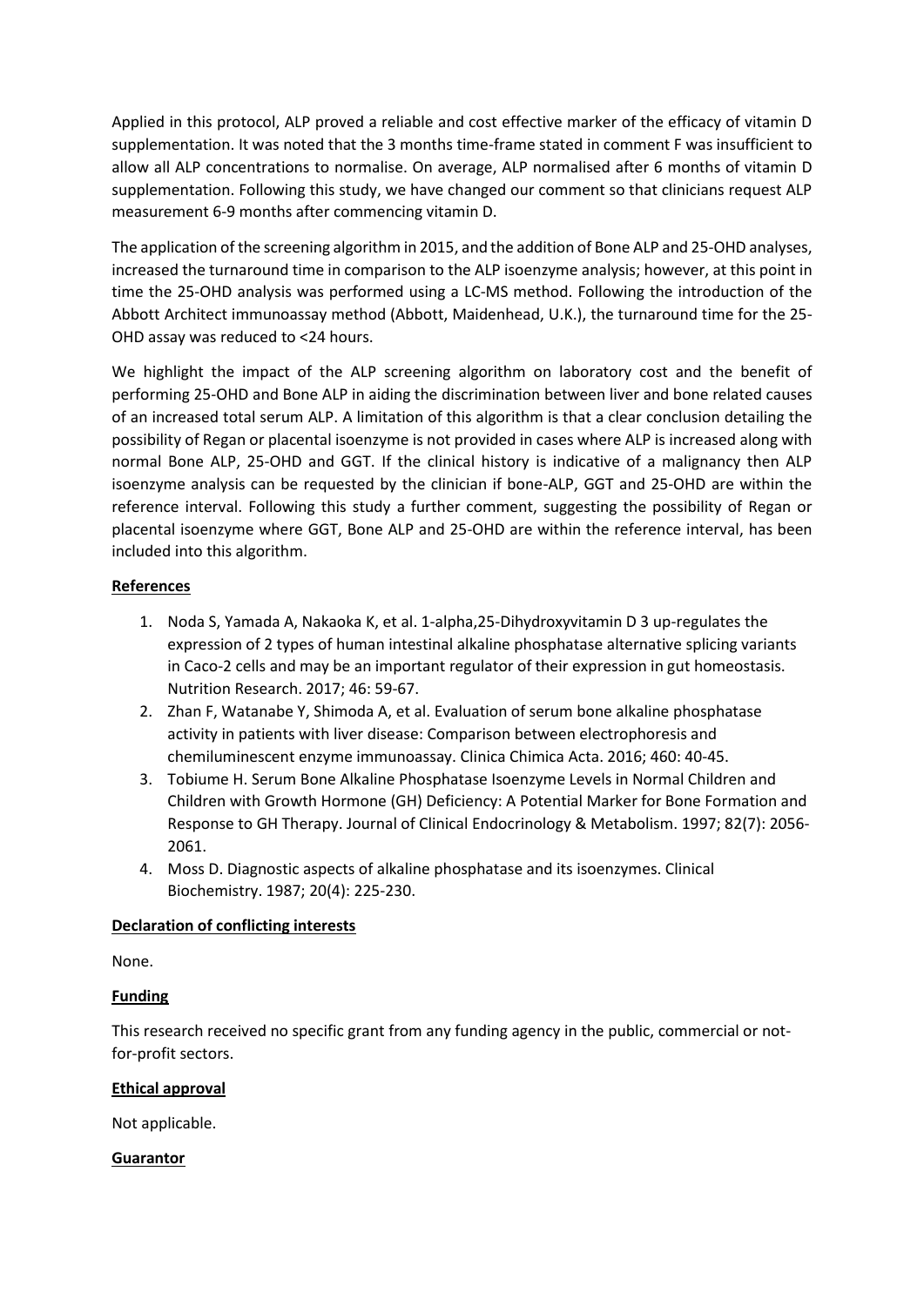Applied in this protocol, ALP proved a reliable and cost effective marker of the efficacy of vitamin D supplementation. It was noted that the 3 months time-frame stated in comment F was insufficient to allow all ALP concentrations to normalise. On average, ALP normalised after 6 months of vitamin D supplementation. Following this study, we have changed our comment so that clinicians request ALP measurement 6-9 months after commencing vitamin D.

The application of the screening algorithm in 2015, and the addition of Bone ALP and 25-OHD analyses, increased the turnaround time in comparison to the ALP isoenzyme analysis; however, at this point in time the 25-OHD analysis was performed using a LC-MS method. Following the introduction of the Abbott Architect immunoassay method (Abbott, Maidenhead, U.K.), the turnaround time for the 25-OHD assay was reduced to <24 hours.

We highlight the impact of the ALP screening algorithm on laboratory cost and the benefit of performing 25-OHD and Bone ALP in aiding the discrimination between liver and bone related causes of an increased total serum ALP. A limitation of this algorithm is that a clear conclusion detailing the possibility of Regan or placental isoenzyme is not provided in cases where ALP is increased along with normal Bone ALP, 25-OHD and GGT. If the clinical history is indicative of a malignancy then ALP isoenzyme analysis can be requested by the clinician if bone-ALP, GGT and 25-OHD are within the reference interval. Following this study a further comment, suggesting the possibility of Regan or placental isoenzyme where GGT, Bone ALP and 25-OHD are within the reference interval, has been included into this algorithm.

## References

1. Noda S, Yamada A, Nakaoka K, et al. 1-alpha,25-Dihydroxyvitamin D 3 up-regulates the expression of 2 types of human intestinal alkaline phosphatase alternative splicing variants in Caco-2 cells and may be an important regulator of their expression in gut homeostasis. Nutrition Research. 2017; 46: 59-67.
2. Zhan F, Watanabe Y, Shimoda A, et al. Evaluation of serum bone alkaline phosphatase activity in patients with liver disease: Comparison between electrophoresis and chemiluminescent enzyme immunoassay. Clinica Chimica Acta. 2016; 460: 40-45.
3. Tobiume H. Serum Bone Alkaline Phosphatase Isoenzyme Levels in Normal Children and Children with Growth Hormone (GH) Deficiency: A Potential Marker for Bone Formation and Response to GH Therapy. Journal of Clinical Endocrinology & Metabolism. 1997; 82(7): 2056-2061.
4. Moss D. Diagnostic aspects of alkaline phosphatase and its isoenzymes. Clinical Biochemistry. 1987; 20(4): 225-230.

## Declaration of conflicting interests

None.

## Funding

This research received no specific grant from any funding agency in the public, commercial or not-for-profit sectors.

## Ethical approval

Not applicable.

## Guarantor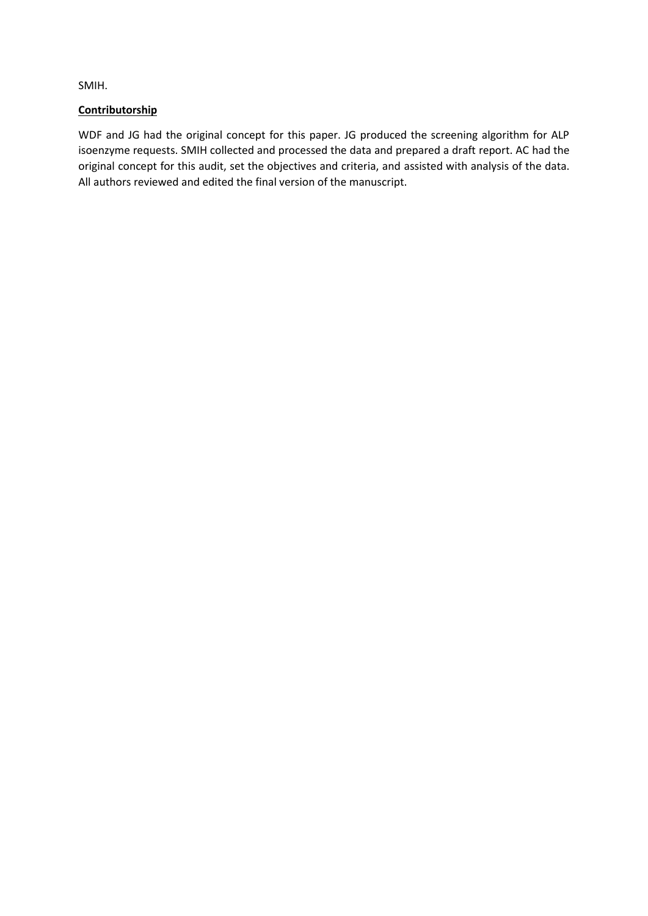SMIH.

**Contributorship**

WDF and JG had the original concept for this paper. JG produced the screening algorithm for ALP isoenzyme requests. SMIH collected and processed the data and prepared a draft report. AC had the original concept for this audit, set the objectives and criteria, and assisted with analysis of the data. All authors reviewed and edited the final version of the manuscript.